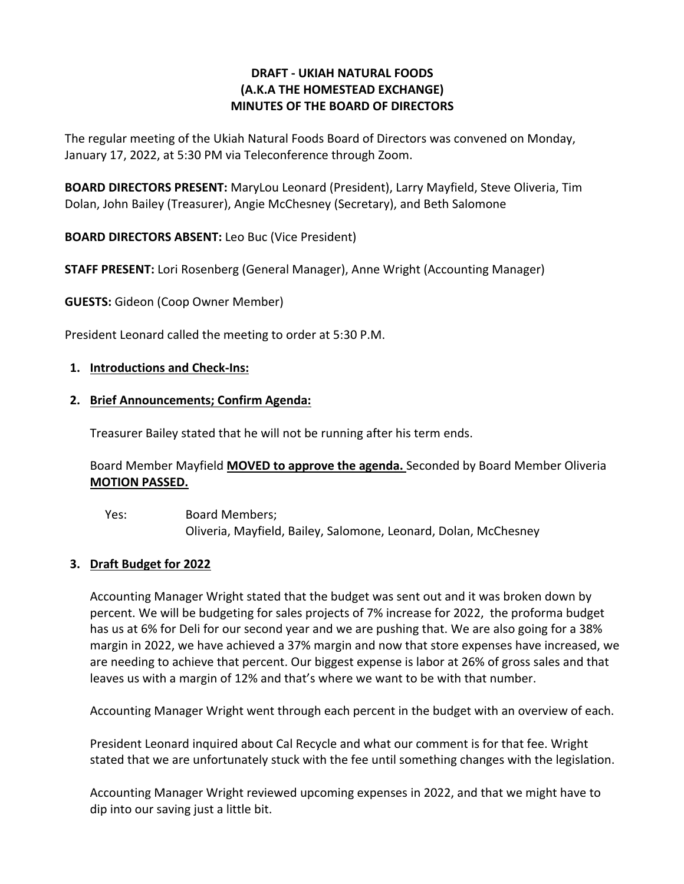# DRAFT - UKIAH NATURAL FOODS (A.K.A THE HOMESTEAD EXCHANGE) MINUTES OF THE BOARD OF DIRECTORS

The regular meeting of the Ukiah Natural Foods Board of Directors was convened on Monday, January 17, 2022, at 5:30 PM via Teleconference through Zoom.

**BOARD DIRECTORS PRESENT:** MaryLou Leonard (President), Larry Mayfield, Steve Oliveria, Tim Dolan, John Bailey (Treasurer), Angie McChesney (Secretary), and Beth Salomone

**BOARD DIRECTORS ABSENT:** Leo Buc (Vice President)

**STAFF PRESENT:** Lori Rosenberg (General Manager), Anne Wright (Accounting Manager)

**GUESTS:** Gideon (Coop Owner Member)

President Leonard called the meeting to order at 5:30 P.M.

1. **Introductions and Check-Ins:**

2. **Brief Announcements; Confirm Agenda:**

   Treasurer Bailey stated that he will not be running after his term ends.

   Board Member Mayfield **MOVED to approve the agenda.** Seconded by Board Member Oliveria **MOTION PASSED.**

   Yes: Board Members;
   Oliveria, Mayfield, Bailey, Salomone, Leonard, Dolan, McChesney

3. **Draft Budget for 2022**

   Accounting Manager Wright stated that the budget was sent out and it was broken down by percent. We will be budgeting for sales projects of 7% increase for 2022, the proforma budget has us at 6% for Deli for our second year and we are pushing that. We are also going for a 38% margin in 2022, we have achieved a 37% margin and now that store expenses have increased, we are needing to achieve that percent. Our biggest expense is labor at 26% of gross sales and that leaves us with a margin of 12% and that's where we want to be with that number.

   Accounting Manager Wright went through each percent in the budget with an overview of each.

   President Leonard inquired about Cal Recycle and what our comment is for that fee. Wright stated that we are unfortunately stuck with the fee until something changes with the legislation.

   Accounting Manager Wright reviewed upcoming expenses in 2022, and that we might have to dip into our saving just a little bit.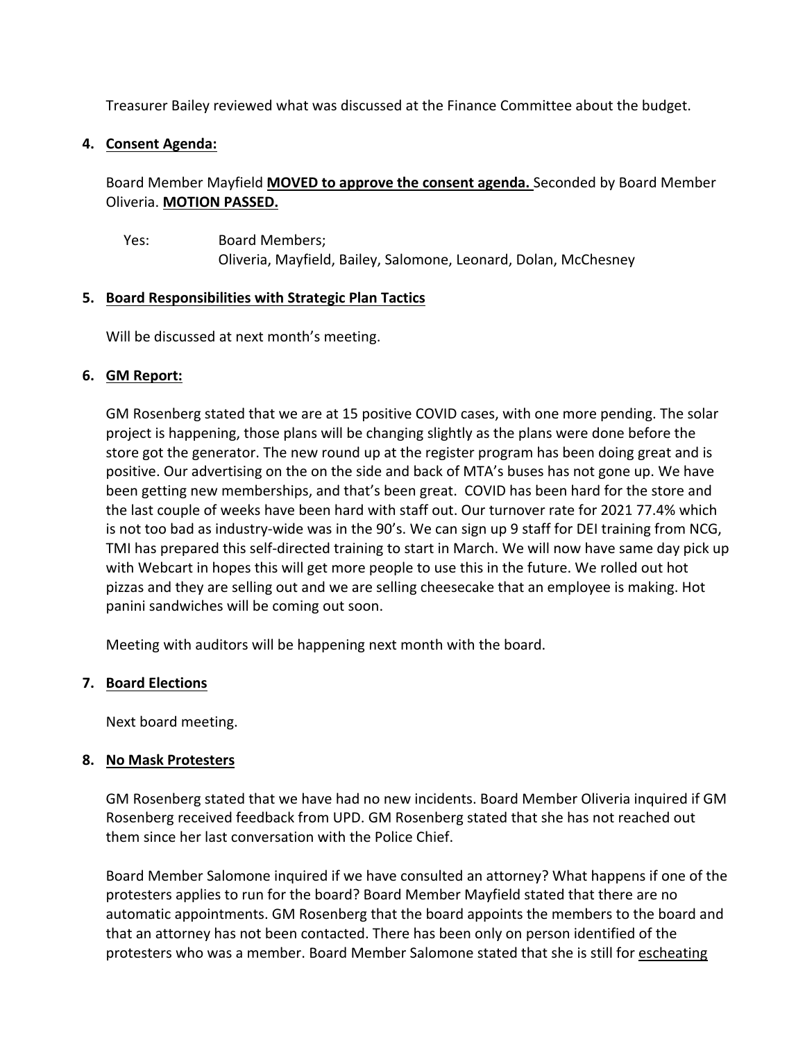Treasurer Bailey reviewed what was discussed at the Finance Committee about the budget.

4. **Consent Agenda:**

Board Member Mayfield **MOVED to approve the consent agenda.** Seconded by Board Member Oliveria. **MOTION PASSED.**

Yes: Board Members;
Oliveria, Mayfield, Bailey, Salomone, Leonard, Dolan, McChesney

5. **Board Responsibilities with Strategic Plan Tactics**

Will be discussed at next month's meeting.

6. **GM Report:**

GM Rosenberg stated that we are at 15 positive COVID cases, with one more pending. The solar project is happening, those plans will be changing slightly as the plans were done before the store got the generator. The new round up at the register program has been doing great and is positive. Our advertising on the on the side and back of MTA's buses has not gone up. We have been getting new memberships, and that's been great. COVID has been hard for the store and the last couple of weeks have been hard with staff out. Our turnover rate for 2021 77.4% which is not too bad as industry-wide was in the 90's. We can sign up 9 staff for DEI training from NCG, TMI has prepared this self-directed training to start in March. We will now have same day pick up with Webcart in hopes this will get more people to use this in the future. We rolled out hot pizzas and they are selling out and we are selling cheesecake that an employee is making. Hot panini sandwiches will be coming out soon.

Meeting with auditors will be happening next month with the board.

7. **Board Elections**

Next board meeting.

8. **No Mask Protesters**

GM Rosenberg stated that we have had no new incidents. Board Member Oliveria inquired if GM Rosenberg received feedback from UPD. GM Rosenberg stated that she has not reached out them since her last conversation with the Police Chief.

Board Member Salomone inquired if we have consulted an attorney? What happens if one of the protesters applies to run for the board? Board Member Mayfield stated that there are no automatic appointments. GM Rosenberg that the board appoints the members to the board and that an attorney has not been contacted. There has been only on person identified of the protesters who was a member. Board Member Salomone stated that she is still for escheating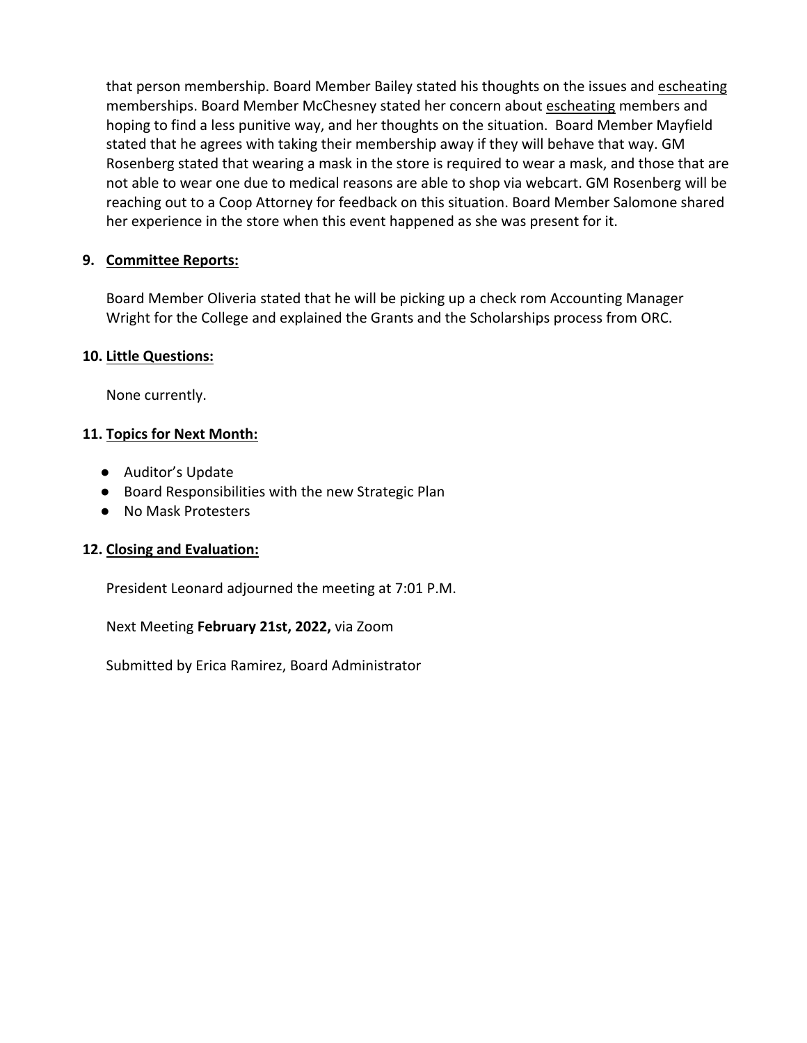that person membership. Board Member Bailey stated his thoughts on the issues and escheating memberships. Board Member McChesney stated her concern about escheating members and hoping to find a less punitive way, and her thoughts on the situation. Board Member Mayfield stated that he agrees with taking their membership away if they will behave that way. GM Rosenberg stated that wearing a mask in the store is required to wear a mask, and those that are not able to wear one due to medical reasons are able to shop via webcart. GM Rosenberg will be reaching out to a Coop Attorney for feedback on this situation. Board Member Salomone shared her experience in the store when this event happened as she was present for it.

**9. Committee Reports:**

Board Member Oliveria stated that he will be picking up a check rom Accounting Manager Wright for the College and explained the Grants and the Scholarships process from ORC.

**10. Little Questions:**

None currently.

**11. Topics for Next Month:**

- Auditor's Update
- Board Responsibilities with the new Strategic Plan
- No Mask Protesters

**12. Closing and Evaluation:**

President Leonard adjourned the meeting at 7:01 P.M.

Next Meeting **February 21st, 2022,** via Zoom

Submitted by Erica Ramirez, Board Administrator